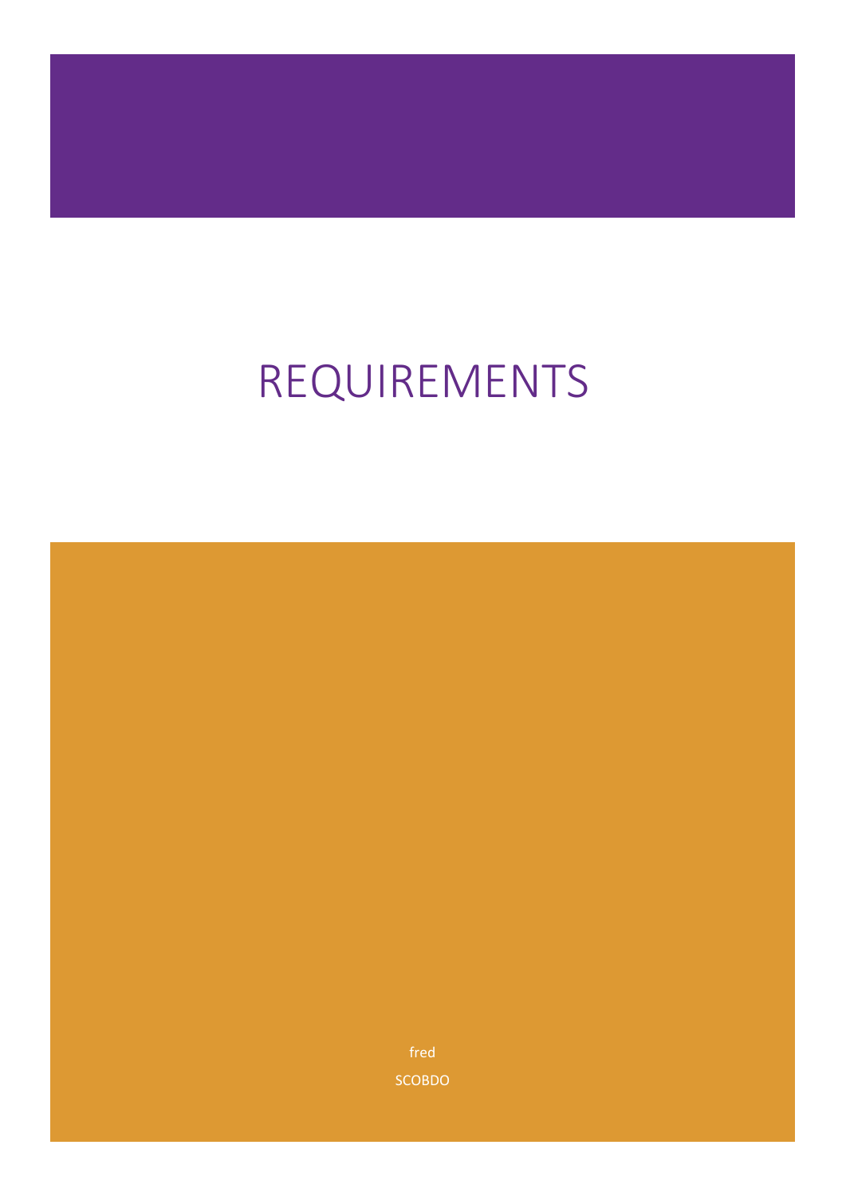# REQUIREMENTS

fred

SCOBDO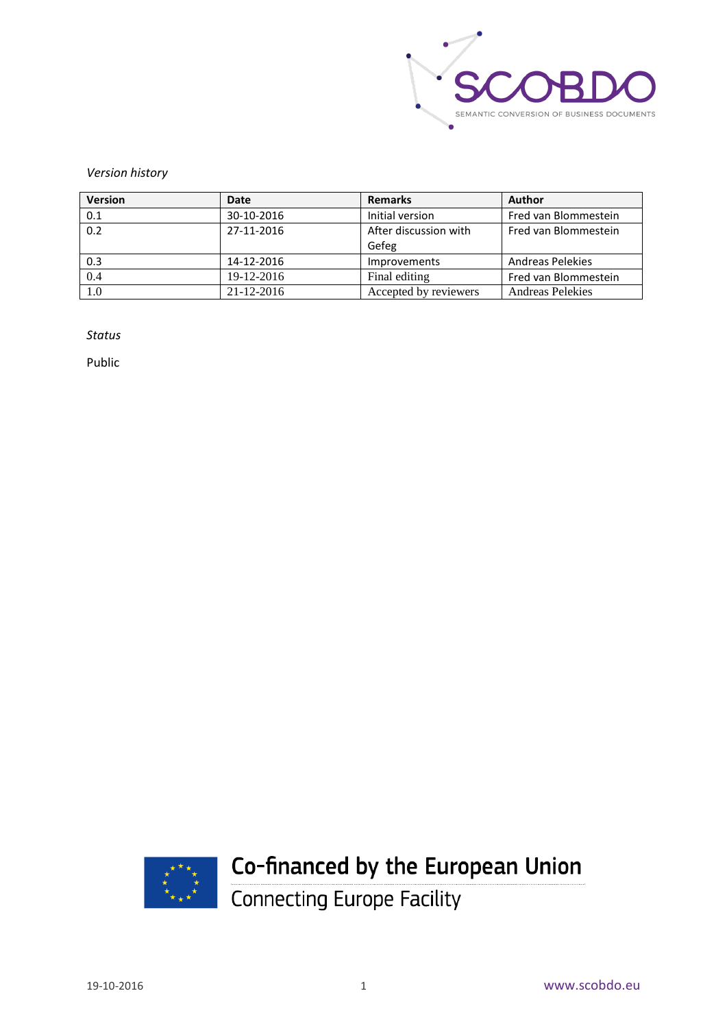*Version history*

| Version | Date | Remarks | Author |
|---|---|---|---|
| 0.1 | 30-10-2016 | Initial version | Fred van Blommestein |
| 0.2 | 27-11-2016 | After discussion with Gefeg | Fred van Blommestein |
| 0.3 | 14-12-2016 | Improvements | Andreas Pelekies |
| 0.4 | 19-12-2016 | Final editing | Fred van Blommestein |
| 1.0 | 21-12-2016 | Accepted by reviewers | Andreas Pelekies |

*Status*

Public

Co-financed by the European Union
Connecting Europe Facility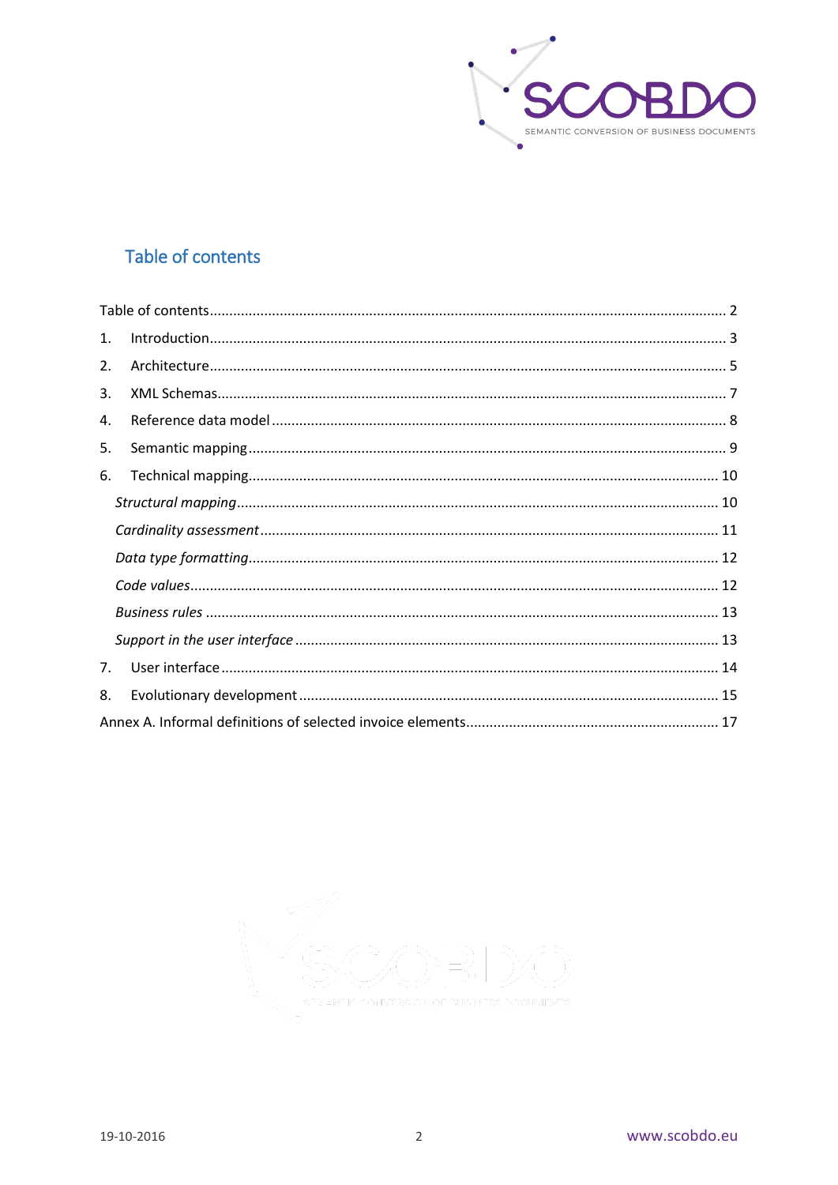## Table of contents

Table of contents .................... 2

1. Introduction .................... 3
2. Architecture .................... 5
3. XML Schemas .................... 7
4. Reference data model .................... 8
5. Semantic mapping .................... 9
6. Technical mapping .................... 10
   - *Structural mapping* .................... 10
   - *Cardinality assessment* .................... 11
   - *Data type formatting* .................... 12
   - *Code values* .................... 12
   - *Business rules* .................... 13
   - *Support in the user interface* .................... 13
7. User interface .................... 14
8. Evolutionary development .................... 15

Annex A. Informal definitions of selected invoice elements .................... 17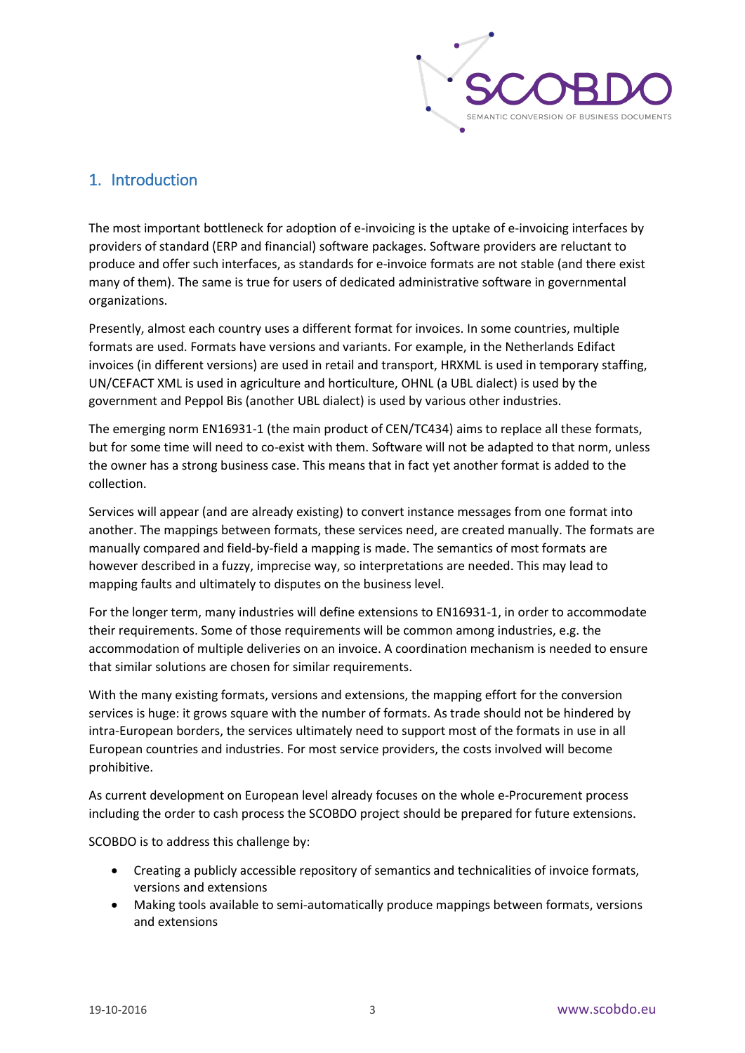# 1. Introduction

The most important bottleneck for adoption of e-invoicing is the uptake of e-invoicing interfaces by providers of standard (ERP and financial) software packages. Software providers are reluctant to produce and offer such interfaces, as standards for e-invoice formats are not stable (and there exist many of them). The same is true for users of dedicated administrative software in governmental organizations.

Presently, almost each country uses a different format for invoices. In some countries, multiple formats are used. Formats have versions and variants. For example, in the Netherlands Edifact invoices (in different versions) are used in retail and transport, HRXML is used in temporary staffing, UN/CEFACT XML is used in agriculture and horticulture, OHNL (a UBL dialect) is used by the government and Peppol Bis (another UBL dialect) is used by various other industries.

The emerging norm EN16931-1 (the main product of CEN/TC434) aims to replace all these formats, but for some time will need to co-exist with them. Software will not be adapted to that norm, unless the owner has a strong business case. This means that in fact yet another format is added to the collection.

Services will appear (and are already existing) to convert instance messages from one format into another. The mappings between formats, these services need, are created manually. The formats are manually compared and field-by-field a mapping is made. The semantics of most formats are however described in a fuzzy, imprecise way, so interpretations are needed. This may lead to mapping faults and ultimately to disputes on the business level.

For the longer term, many industries will define extensions to EN16931-1, in order to accommodate their requirements. Some of those requirements will be common among industries, e.g. the accommodation of multiple deliveries on an invoice. A coordination mechanism is needed to ensure that similar solutions are chosen for similar requirements.

With the many existing formats, versions and extensions, the mapping effort for the conversion services is huge: it grows square with the number of formats. As trade should not be hindered by intra-European borders, the services ultimately need to support most of the formats in use in all European countries and industries. For most service providers, the costs involved will become prohibitive.

As current development on European level already focuses on the whole e-Procurement process including the order to cash process the SCOBDO project should be prepared for future extensions.

SCOBDO is to address this challenge by:

- Creating a publicly accessible repository of semantics and technicalities of invoice formats, versions and extensions
- Making tools available to semi-automatically produce mappings between formats, versions and extensions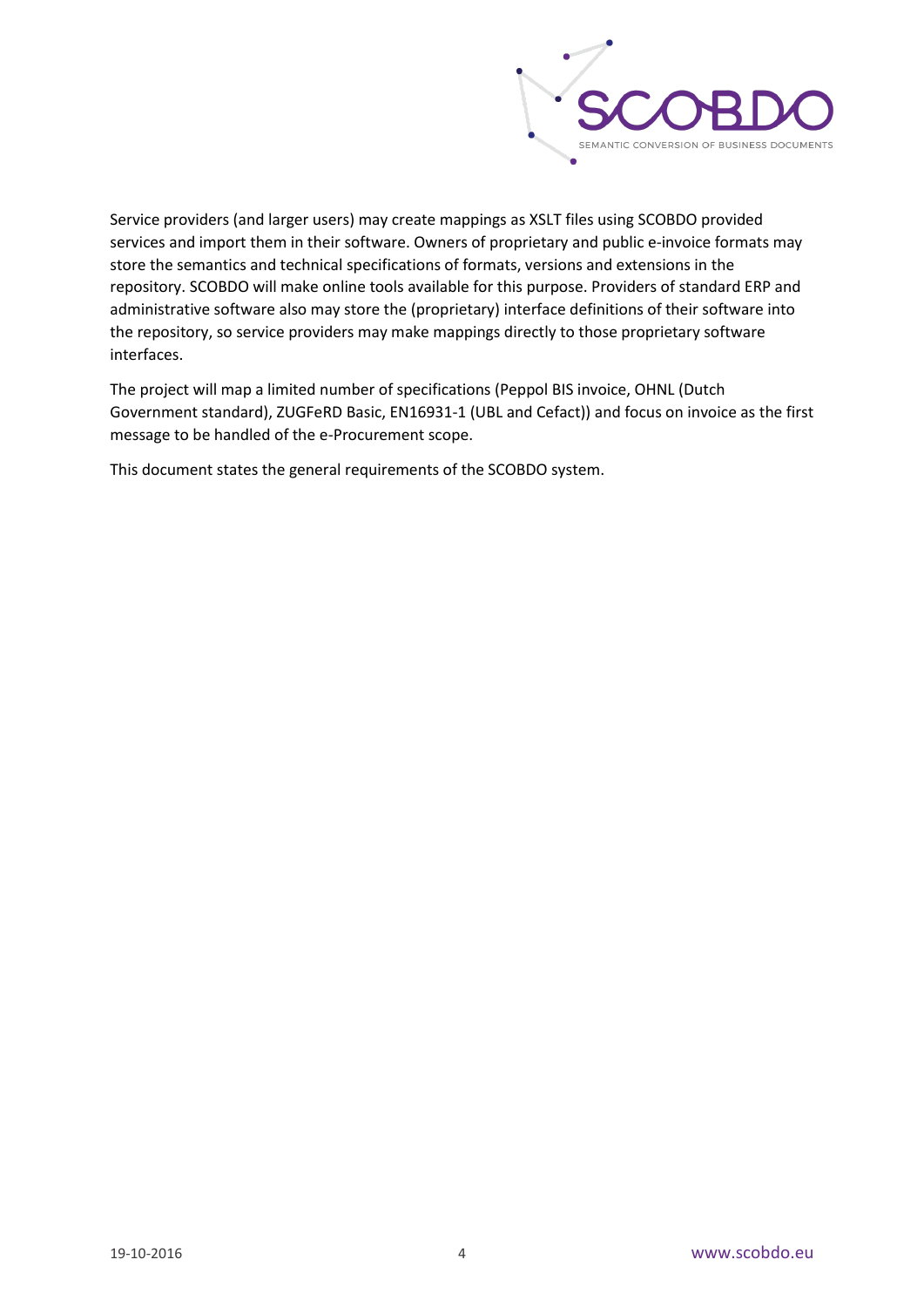Service providers (and larger users) may create mappings as XSLT files using SCOBDO provided services and import them in their software. Owners of proprietary and public e-invoice formats may store the semantics and technical specifications of formats, versions and extensions in the repository. SCOBDO will make online tools available for this purpose. Providers of standard ERP and administrative software also may store the (proprietary) interface definitions of their software into the repository, so service providers may make mappings directly to those proprietary software interfaces.

The project will map a limited number of specifications (Peppol BIS invoice, OHNL (Dutch Government standard), ZUGFeRD Basic, EN16931-1 (UBL and Cefact)) and focus on invoice as the first message to be handled of the e-Procurement scope.

This document states the general requirements of the SCOBDO system.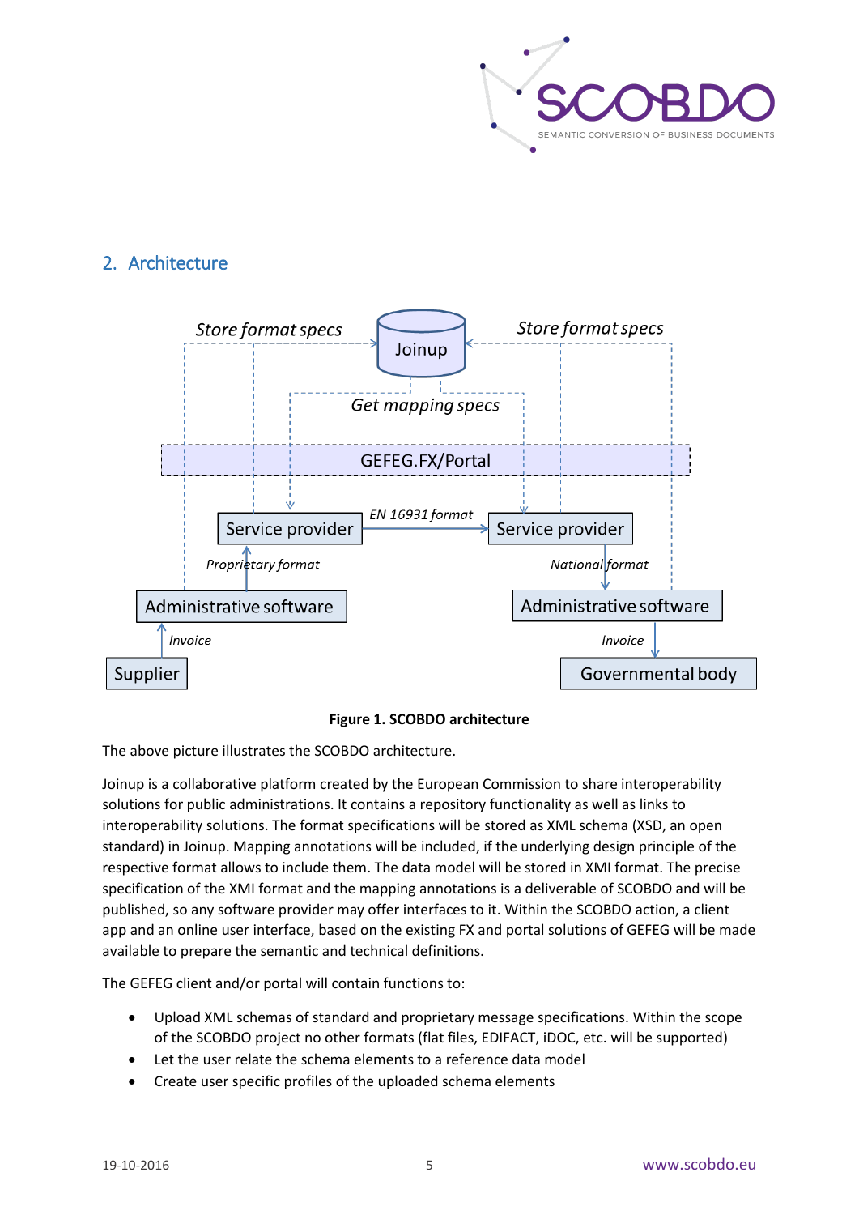## 2. Architecture

**Figure 1. SCOBDO architecture**

The above picture illustrates the SCOBDO architecture.

Joinup is a collaborative platform created by the European Commission to share interoperability solutions for public administrations. It contains a repository functionality as well as links to interoperability solutions. The format specifications will be stored as XML schema (XSD, an open standard) in Joinup. Mapping annotations will be included, if the underlying design principle of the respective format allows to include them. The data model will be stored in XMI format. The precise specification of the XMI format and the mapping annotations is a deliverable of SCOBDO and will be published, so any software provider may offer interfaces to it. Within the SCOBDO action, a client app and an online user interface, based on the existing FX and portal solutions of GEFEG will be made available to prepare the semantic and technical definitions.

The GEFEG client and/or portal will contain functions to:

- Upload XML schemas of standard and proprietary message specifications. Within the scope of the SCOBDO project no other formats (flat files, EDIFACT, iDOC, etc. will be supported)
- Let the user relate the schema elements to a reference data model
- Create user specific profiles of the uploaded schema elements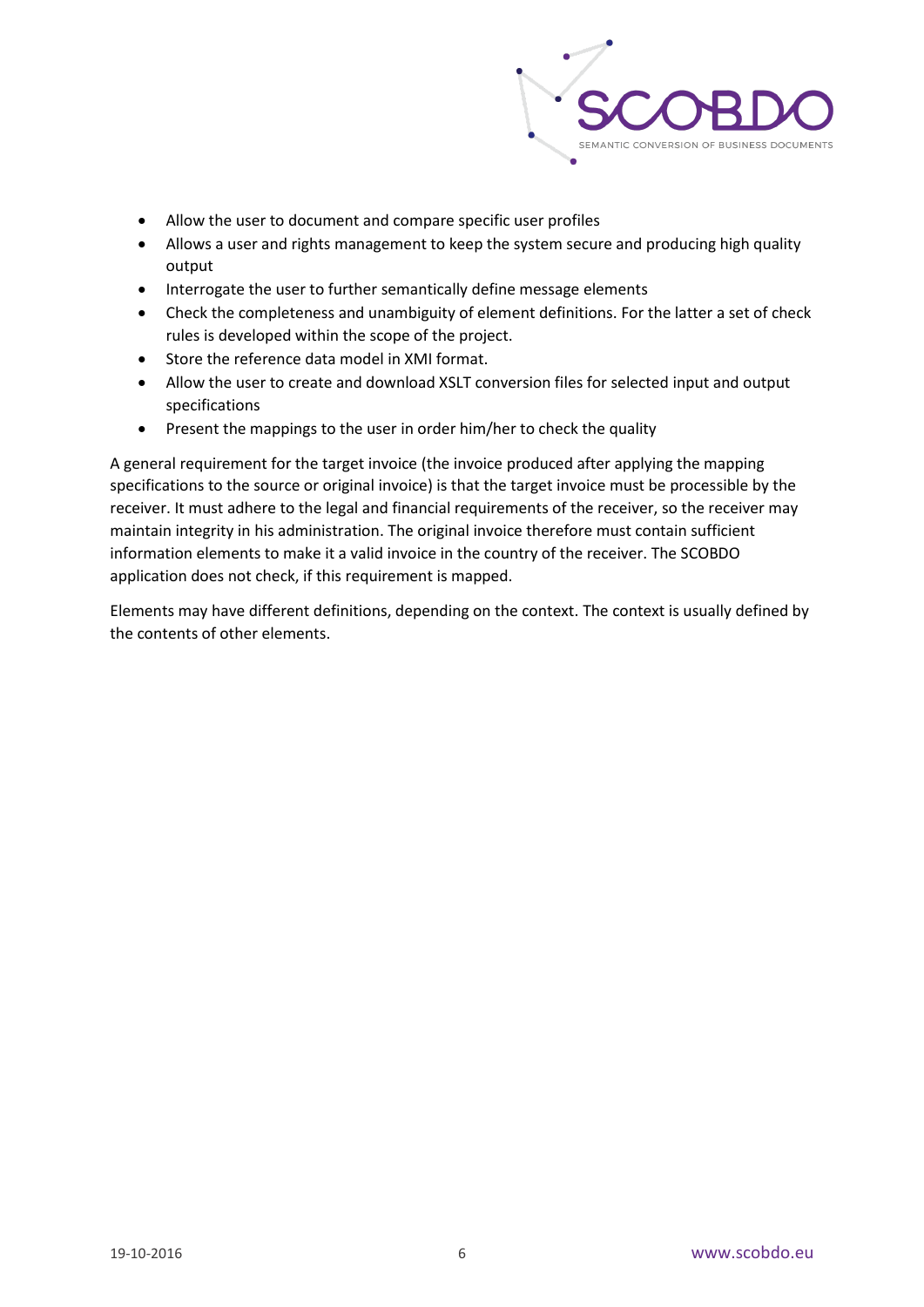- Allow the user to document and compare specific user profiles
- Allows a user and rights management to keep the system secure and producing high quality output
- Interrogate the user to further semantically define message elements
- Check the completeness and unambiguity of element definitions. For the latter a set of check rules is developed within the scope of the project.
- Store the reference data model in XMI format.
- Allow the user to create and download XSLT conversion files for selected input and output specifications
- Present the mappings to the user in order him/her to check the quality

A general requirement for the target invoice (the invoice produced after applying the mapping specifications to the source or original invoice) is that the target invoice must be processible by the receiver. It must adhere to the legal and financial requirements of the receiver, so the receiver may maintain integrity in his administration. The original invoice therefore must contain sufficient information elements to make it a valid invoice in the country of the receiver. The SCOBDO application does not check, if this requirement is mapped.

Elements may have different definitions, depending on the context. The context is usually defined by the contents of other elements.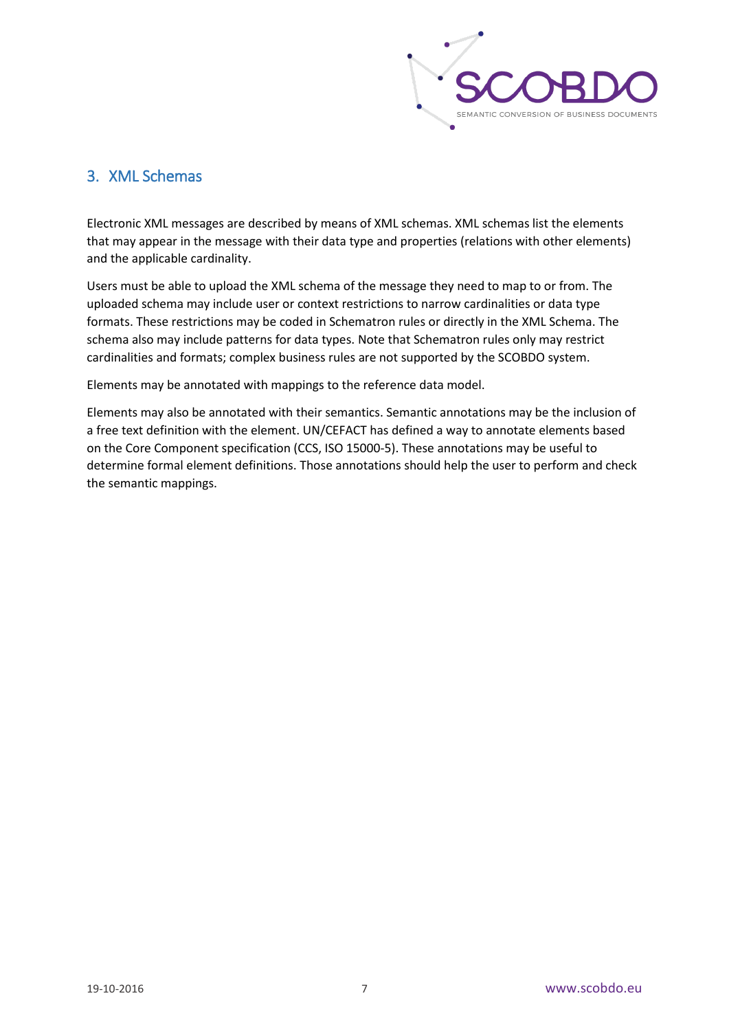## 3. XML Schemas

Electronic XML messages are described by means of XML schemas. XML schemas list the elements that may appear in the message with their data type and properties (relations with other elements) and the applicable cardinality.

Users must be able to upload the XML schema of the message they need to map to or from. The uploaded schema may include user or context restrictions to narrow cardinalities or data type formats. These restrictions may be coded in Schematron rules or directly in the XML Schema. The schema also may include patterns for data types. Note that Schematron rules only may restrict cardinalities and formats; complex business rules are not supported by the SCOBDO system.

Elements may be annotated with mappings to the reference data model.

Elements may also be annotated with their semantics. Semantic annotations may be the inclusion of a free text definition with the element. UN/CEFACT has defined a way to annotate elements based on the Core Component specification (CCS, ISO 15000-5). These annotations may be useful to determine formal element definitions. Those annotations should help the user to perform and check the semantic mappings.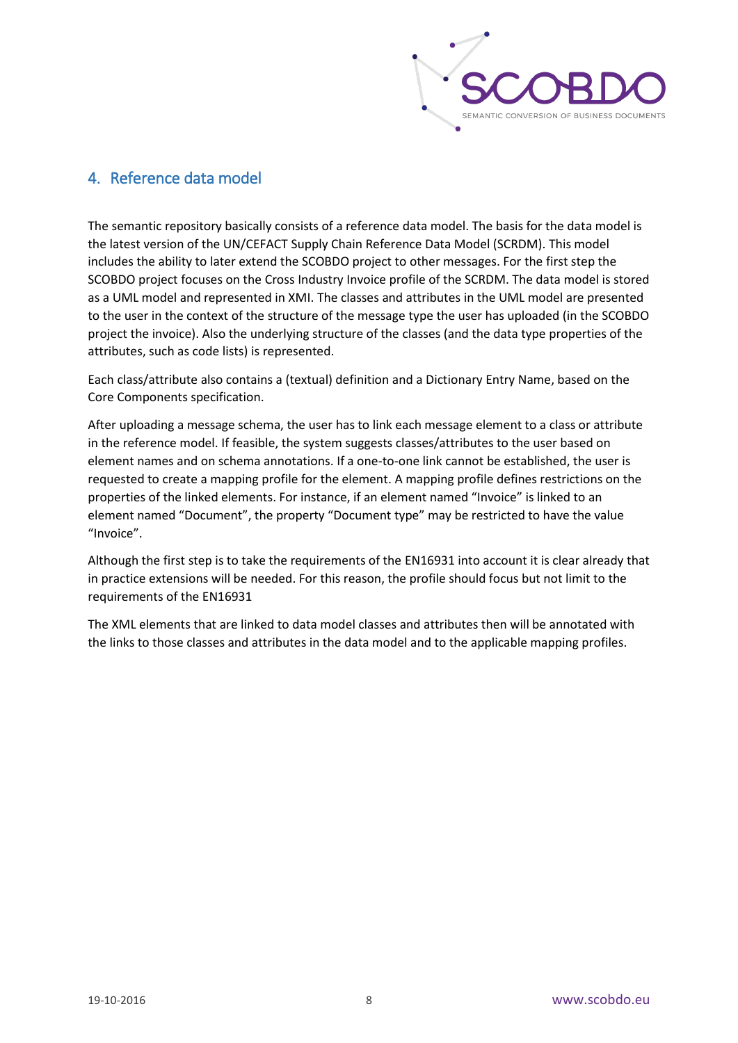## 4. Reference data model

The semantic repository basically consists of a reference data model. The basis for the data model is the latest version of the UN/CEFACT Supply Chain Reference Data Model (SCRDM). This model includes the ability to later extend the SCOBDO project to other messages. For the first step the SCOBDO project focuses on the Cross Industry Invoice profile of the SCRDM. The data model is stored as a UML model and represented in XMI. The classes and attributes in the UML model are presented to the user in the context of the structure of the message type the user has uploaded (in the SCOBDO project the invoice). Also the underlying structure of the classes (and the data type properties of the attributes, such as code lists) is represented.

Each class/attribute also contains a (textual) definition and a Dictionary Entry Name, based on the Core Components specification.

After uploading a message schema, the user has to link each message element to a class or attribute in the reference model. If feasible, the system suggests classes/attributes to the user based on element names and on schema annotations. If a one-to-one link cannot be established, the user is requested to create a mapping profile for the element. A mapping profile defines restrictions on the properties of the linked elements. For instance, if an element named “Invoice” is linked to an element named “Document”, the property “Document type” may be restricted to have the value “Invoice”.

Although the first step is to take the requirements of the EN16931 into account it is clear already that in practice extensions will be needed. For this reason, the profile should focus but not limit to the requirements of the EN16931

The XML elements that are linked to data model classes and attributes then will be annotated with the links to those classes and attributes in the data model and to the applicable mapping profiles.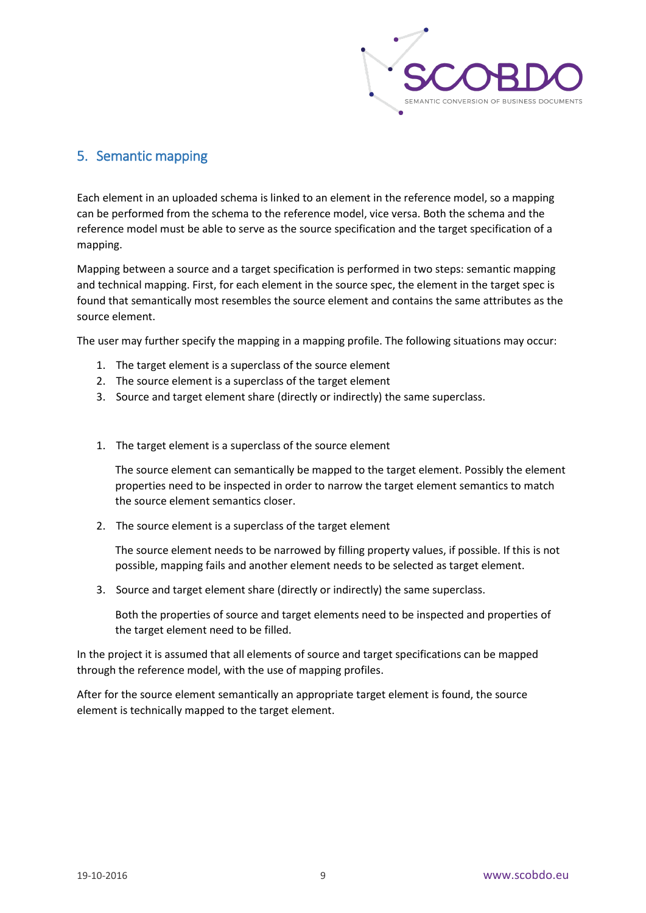## 5. Semantic mapping

Each element in an uploaded schema is linked to an element in the reference model, so a mapping can be performed from the schema to the reference model, vice versa. Both the schema and the reference model must be able to serve as the source specification and the target specification of a mapping.

Mapping between a source and a target specification is performed in two steps: semantic mapping and technical mapping. First, for each element in the source spec, the element in the target spec is found that semantically most resembles the source element and contains the same attributes as the source element.

The user may further specify the mapping in a mapping profile. The following situations may occur:

1. The target element is a superclass of the source element
2. The source element is a superclass of the target element
3. Source and target element share (directly or indirectly) the same superclass.

1. The target element is a superclass of the source element

   The source element can semantically be mapped to the target element. Possibly the element properties need to be inspected in order to narrow the target element semantics to match the source element semantics closer.

2. The source element is a superclass of the target element

   The source element needs to be narrowed by filling property values, if possible. If this is not possible, mapping fails and another element needs to be selected as target element.

3. Source and target element share (directly or indirectly) the same superclass.

   Both the properties of source and target elements need to be inspected and properties of the target element need to be filled.

In the project it is assumed that all elements of source and target specifications can be mapped through the reference model, with the use of mapping profiles.

After for the source element semantically an appropriate target element is found, the source element is technically mapped to the target element.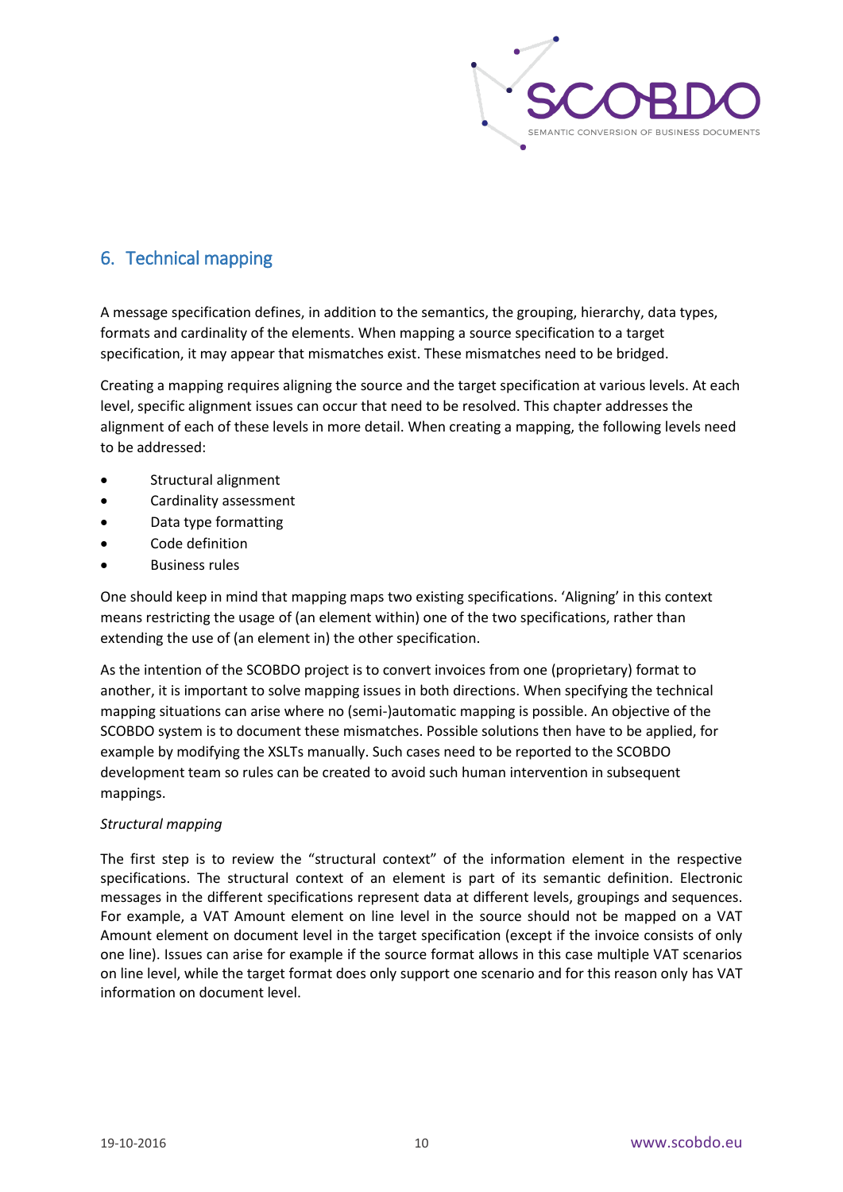## 6. Technical mapping

A message specification defines, in addition to the semantics, the grouping, hierarchy, data types, formats and cardinality of the elements. When mapping a source specification to a target specification, it may appear that mismatches exist. These mismatches need to be bridged.

Creating a mapping requires aligning the source and the target specification at various levels. At each level, specific alignment issues can occur that need to be resolved. This chapter addresses the alignment of each of these levels in more detail. When creating a mapping, the following levels need to be addressed:

- Structural alignment
- Cardinality assessment
- Data type formatting
- Code definition
- Business rules

One should keep in mind that mapping maps two existing specifications. 'Aligning' in this context means restricting the usage of (an element within) one of the two specifications, rather than extending the use of (an element in) the other specification.

As the intention of the SCOBDO project is to convert invoices from one (proprietary) format to another, it is important to solve mapping issues in both directions. When specifying the technical mapping situations can arise where no (semi-)automatic mapping is possible. An objective of the SCOBDO system is to document these mismatches. Possible solutions then have to be applied, for example by modifying the XSLTs manually. Such cases need to be reported to the SCOBDO development team so rules can be created to avoid such human intervention in subsequent mappings.

*Structural mapping*

The first step is to review the "structural context" of the information element in the respective specifications. The structural context of an element is part of its semantic definition. Electronic messages in the different specifications represent data at different levels, groupings and sequences. For example, a VAT Amount element on line level in the source should not be mapped on a VAT Amount element on document level in the target specification (except if the invoice consists of only one line). Issues can arise for example if the source format allows in this case multiple VAT scenarios on line level, while the target format does only support one scenario and for this reason only has VAT information on document level.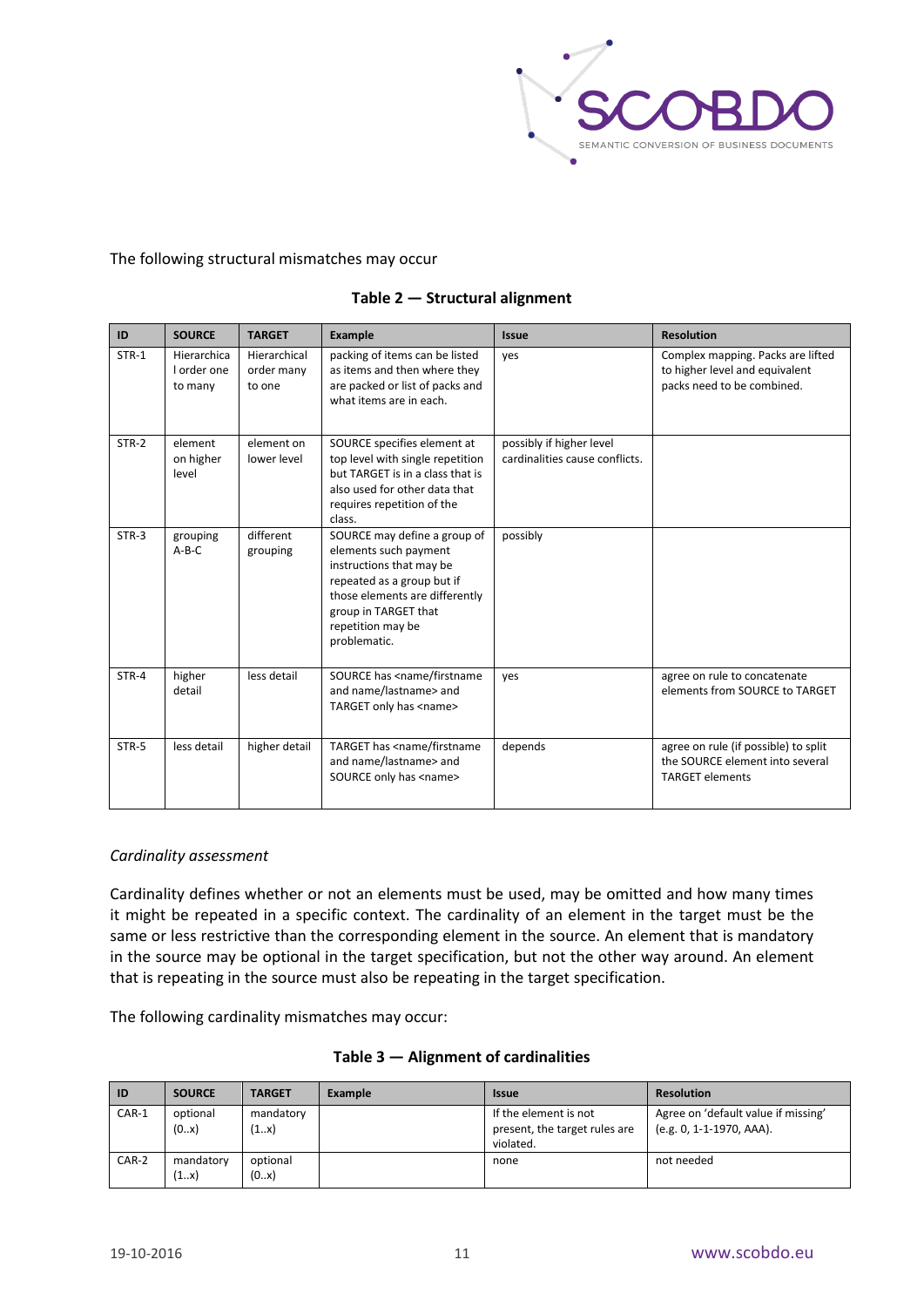The following structural mismatches may occur

**Table 2 — Structural alignment**

| ID | SOURCE | TARGET | Example | Issue | Resolution |
|---|---|---|---|---|---|
| STR-1 | Hierarchical order one to many | Hierarchical order many to one | packing of items can be listed as items and then where they are packed or list of packs and what items are in each. | yes | Complex mapping. Packs are lifted to higher level and equivalent packs need to be combined. |
| STR-2 | element on higher level | element on lower level | SOURCE specifies element at top level with single repetition but TARGET is in a class that is also used for other data that requires repetition of the class. | possibly if higher level cardinalities cause conflicts. | |
| STR-3 | grouping A-B-C | different grouping | SOURCE may define a group of elements such payment instructions that may be repeated as a group but if those elements are differently group in TARGET that repetition may be problematic. | possibly | |
| STR-4 | higher detail | less detail | SOURCE has <name/firstname and name/lastname> and TARGET only has <name> | yes | agree on rule to concatenate elements from SOURCE to TARGET |
| STR-5 | less detail | higher detail | TARGET has <name/firstname and name/lastname> and SOURCE only has <name> | depends | agree on rule (if possible) to split the SOURCE element into several TARGET elements |

*Cardinality assessment*

Cardinality defines whether or not an elements must be used, may be omitted and how many times it might be repeated in a specific context. The cardinality of an element in the target must be the same or less restrictive than the corresponding element in the source. An element that is mandatory in the source may be optional in the target specification, but not the other way around. An element that is repeating in the source must also be repeating in the target specification.

The following cardinality mismatches may occur:

**Table 3 — Alignment of cardinalities**

| ID | SOURCE | TARGET | Example | Issue | Resolution |
|---|---|---|---|---|---|
| CAR-1 | optional (0..x) | mandatory (1..x) | | If the element is not present, the target rules are violated. | Agree on 'default value if missing' (e.g. 0, 1-1-1970, AAA). |
| CAR-2 | mandatory (1..x) | optional (0..x) | | none | not needed |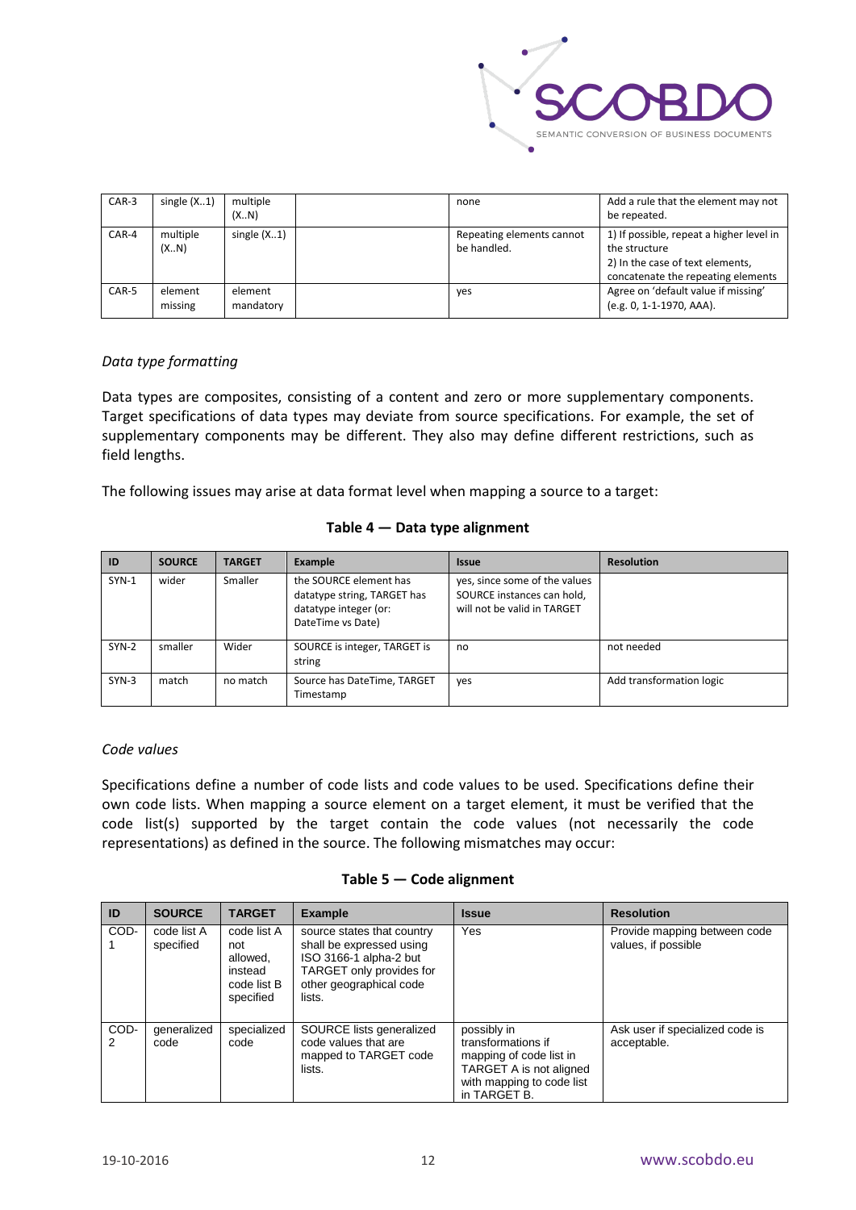| CAR-3 | single (X..1) | multiple (X..N) | | none | Add a rule that the element may not be repeated. |
|---|---|---|---|---|---|
| CAR-4 | multiple (X..N) | single (X..1) | | Repeating elements cannot be handled. | 1) If possible, repeat a higher level in the structure<br>2) In the case of text elements, concatenate the repeating elements |
| CAR-5 | element missing | element mandatory | | yes | Agree on 'default value if missing' (e.g. 0, 1-1-1970, AAA). |

*Data type formatting*

Data types are composites, consisting of a content and zero or more supplementary components. Target specifications of data types may deviate from source specifications. For example, the set of supplementary components may be different. They also may define different restrictions, such as field lengths.

The following issues may arise at data format level when mapping a source to a target:

**Table 4 — Data type alignment**

| ID | SOURCE | TARGET | Example | Issue | Resolution |
|---|---|---|---|---|---|
| SYN-1 | wider | Smaller | the SOURCE element has datatype string, TARGET has datatype integer (or: DateTime vs Date) | yes, since some of the values SOURCE instances can hold, will not be valid in TARGET | |
| SYN-2 | smaller | Wider | SOURCE is integer, TARGET is string | no | not needed |
| SYN-3 | match | no match | Source has DateTime, TARGET Timestamp | yes | Add transformation logic |

*Code values*

Specifications define a number of code lists and code values to be used. Specifications define their own code lists. When mapping a source element on a target element, it must be verified that the code list(s) supported by the target contain the code values (not necessarily the code representations) as defined in the source. The following mismatches may occur:

**Table 5 — Code alignment**

| ID | SOURCE | TARGET | Example | Issue | Resolution |
|---|---|---|---|---|---|
| COD-1 | code list A specified | code list A not allowed, instead code list B specified | source states that country shall be expressed using ISO 3166-1 alpha-2 but TARGET only provides for other geographical code lists. | Yes | Provide mapping between code values, if possible |
| COD-2 | generalized code | specialized code | SOURCE lists generalized code values that are mapped to TARGET code lists. | possibly in transformations if mapping of code list in TARGET A is not aligned with mapping to code list in TARGET B. | Ask user if specialized code is acceptable. |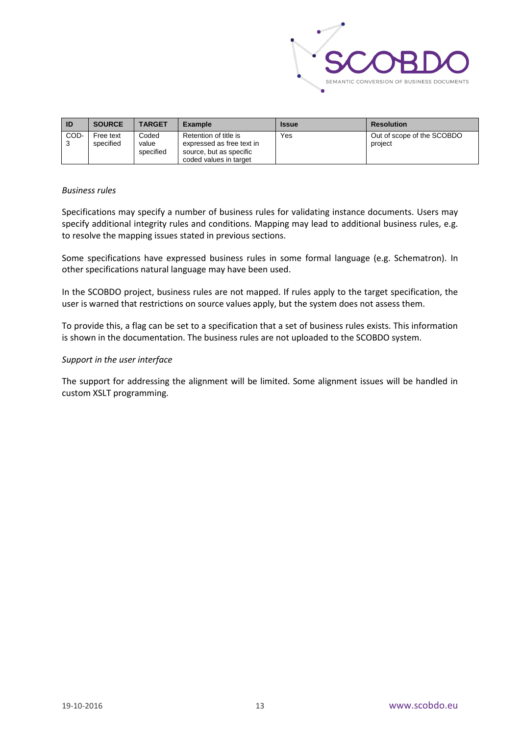| ID | SOURCE | TARGET | Example | Issue | Resolution |
|---|---|---|---|---|---|
| COD-3 | Free text specified | Coded value specified | Retention of title is expressed as free text in source, but as specific coded values in target | Yes | Out of scope of the SCOBDO project |

*Business rules*

Specifications may specify a number of business rules for validating instance documents. Users may specify additional integrity rules and conditions. Mapping may lead to additional business rules, e.g. to resolve the mapping issues stated in previous sections.

Some specifications have expressed business rules in some formal language (e.g. Schematron). In other specifications natural language may have been used.

In the SCOBDO project, business rules are not mapped. If rules apply to the target specification, the user is warned that restrictions on source values apply, but the system does not assess them.

To provide this, a flag can be set to a specification that a set of business rules exists. This information is shown in the documentation. The business rules are not uploaded to the SCOBDO system.

*Support in the user interface*

The support for addressing the alignment will be limited. Some alignment issues will be handled in custom XSLT programming.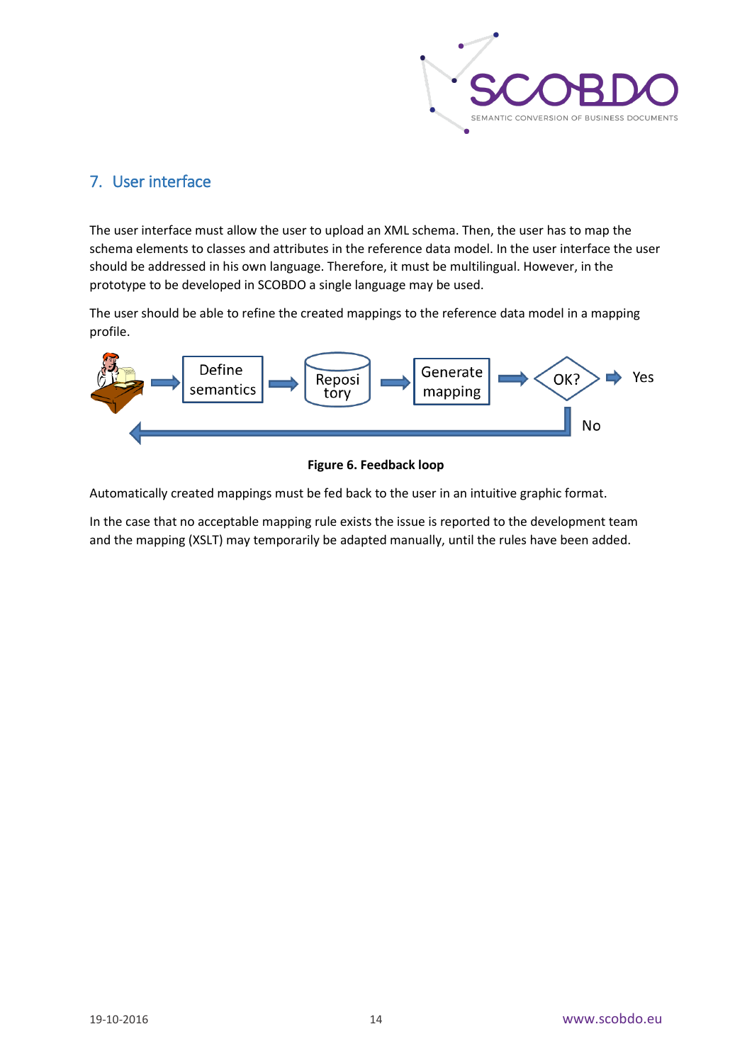## 7. User interface

The user interface must allow the user to upload an XML schema. Then, the user has to map the schema elements to classes and attributes in the reference data model. In the user interface the user should be addressed in his own language. Therefore, it must be multilingual. However, in the prototype to be developed in SCOBDO a single language may be used.

The user should be able to refine the created mappings to the reference data model in a mapping profile.

**Figure 6. Feedback loop**

Automatically created mappings must be fed back to the user in an intuitive graphic format.

In the case that no acceptable mapping rule exists the issue is reported to the development team and the mapping (XSLT) may temporarily be adapted manually, until the rules have been added.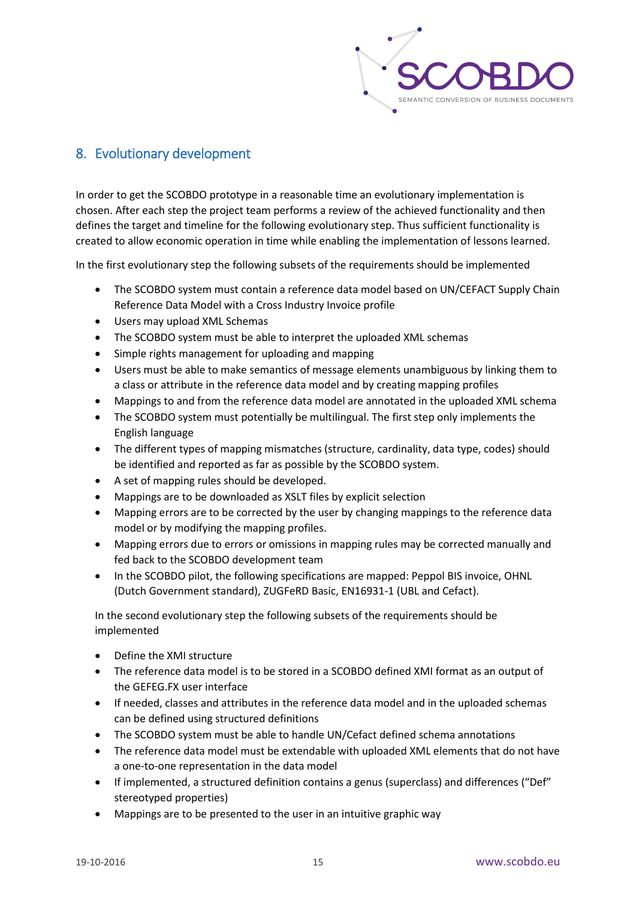## 8. Evolutionary development

In order to get the SCOBDO prototype in a reasonable time an evolutionary implementation is chosen. After each step the project team performs a review of the achieved functionality and then defines the target and timeline for the following evolutionary step. Thus sufficient functionality is created to allow economic operation in time while enabling the implementation of lessons learned.

In the first evolutionary step the following subsets of the requirements should be implemented

- The SCOBDO system must contain a reference data model based on UN/CEFACT Supply Chain Reference Data Model with a Cross Industry Invoice profile
- Users may upload XML Schemas
- The SCOBDO system must be able to interpret the uploaded XML schemas
- Simple rights management for uploading and mapping
- Users must be able to make semantics of message elements unambiguous by linking them to a class or attribute in the reference data model and by creating mapping profiles
- Mappings to and from the reference data model are annotated in the uploaded XML schema
- The SCOBDO system must potentially be multilingual. The first step only implements the English language
- The different types of mapping mismatches (structure, cardinality, data type, codes) should be identified and reported as far as possible by the SCOBDO system.
- A set of mapping rules should be developed.
- Mappings are to be downloaded as XSLT files by explicit selection
- Mapping errors are to be corrected by the user by changing mappings to the reference data model or by modifying the mapping profiles.
- Mapping errors due to errors or omissions in mapping rules may be corrected manually and fed back to the SCOBDO development team
- In the SCOBDO pilot, the following specifications are mapped: Peppol BIS invoice, OHNL (Dutch Government standard), ZUGFeRD Basic, EN16931-1 (UBL and Cefact).

In the second evolutionary step the following subsets of the requirements should be implemented

- Define the XMI structure
- The reference data model is to be stored in a SCOBDO defined XMI format as an output of the GEFEG.FX user interface
- If needed, classes and attributes in the reference data model and in the uploaded schemas can be defined using structured definitions
- The SCOBDO system must be able to handle UN/Cefact defined schema annotations
- The reference data model must be extendable with uploaded XML elements that do not have a one-to-one representation in the data model
- If implemented, a structured definition contains a genus (superclass) and differences ("Def" stereotyped properties)
- Mappings are to be presented to the user in an intuitive graphic way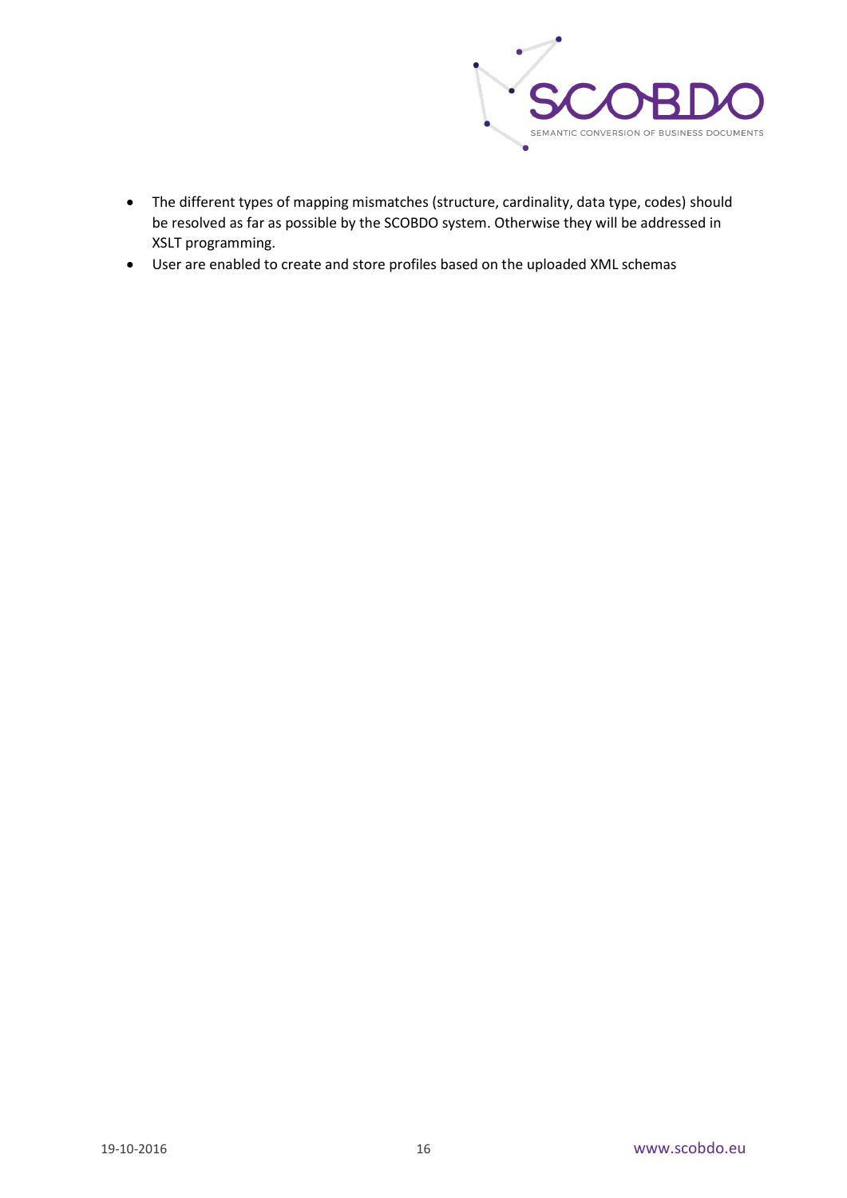- The different types of mapping mismatches (structure, cardinality, data type, codes) should be resolved as far as possible by the SCOBDO system. Otherwise they will be addressed in XSLT programming.
- User are enabled to create and store profiles based on the uploaded XML schemas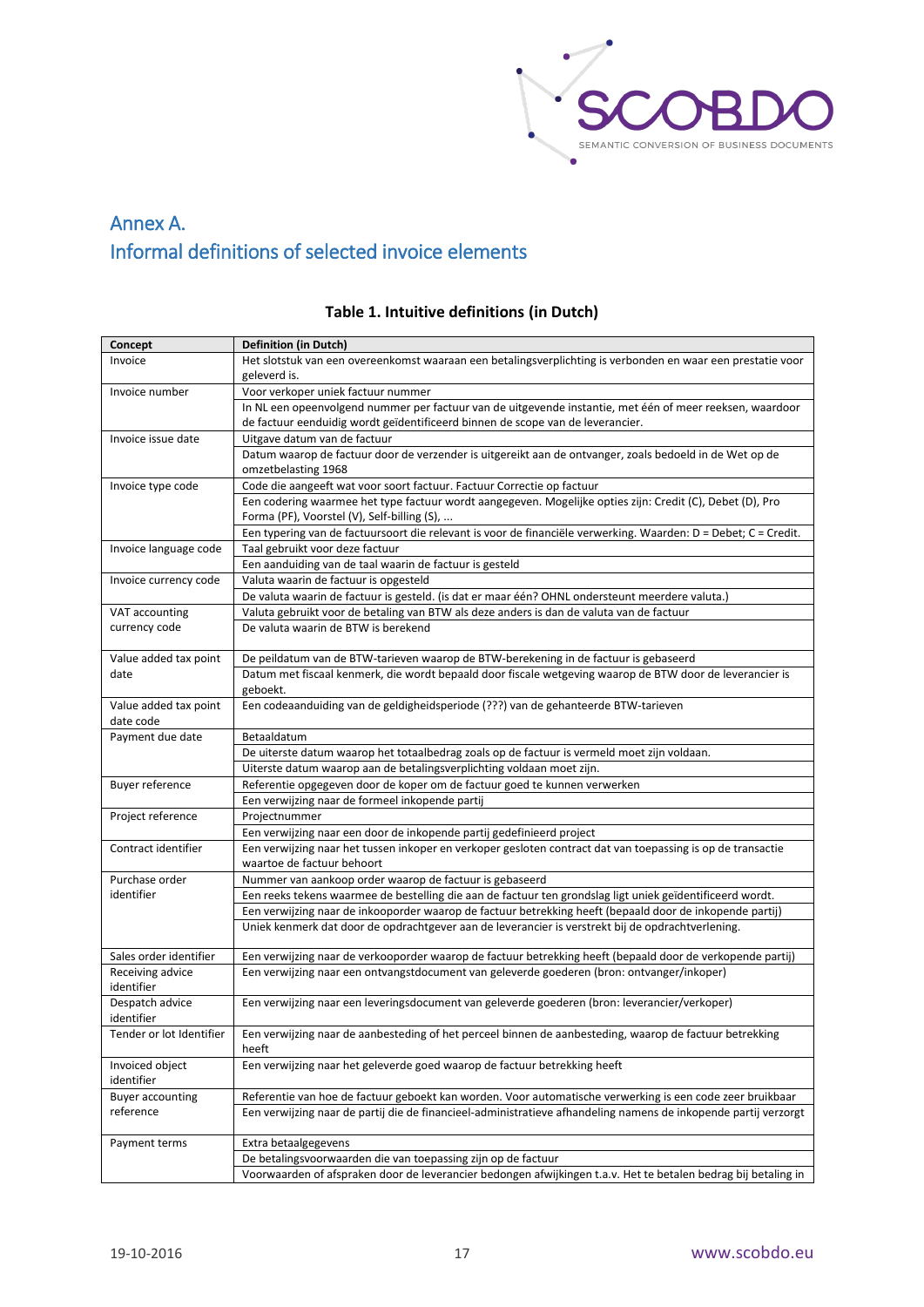# Annex A.
# Informal definitions of selected invoice elements

**Table 1. Intuitive definitions (in Dutch)**

| Concept | Definition (in Dutch) |
|---|---|
| Invoice | Het slotstuk van een overeenkomst waaraan een betalingsverplichting is verbonden en waar een prestatie voor geleverd is. |
| Invoice number | Voor verkoper uniek factuur nummer |
| | In NL een opeenvolgend nummer per factuur van de uitgevende instantie, met één of meer reeksen, waardoor de factuur eenduidig wordt geïdentificeerd binnen de scope van de leverancier. |
| Invoice issue date | Uitgave datum van de factuur |
| | Datum waarop de factuur door de verzender is uitgereikt aan de ontvanger, zoals bedoeld in de Wet op de omzetbelasting 1968 |
| Invoice type code | Code die aangeeft wat voor soort factuur. Factuur Correctie op factuur |
| | Een codering waarmee het type factuur wordt aangegeven. Mogelijke opties zijn: Credit (C), Debet (D), Pro Forma (PF), Voorstel (V), Self-billing (S), ... |
| | Een typering van de factuursoort die relevant is voor de financiële verwerking. Waarden: D = Debet; C = Credit. |
| Invoice language code | Taal gebruikt voor deze factuur |
| | Een aanduiding van de taal waarin de factuur is gesteld |
| Invoice currency code | Valuta waarin de factuur is opgesteld |
| | De valuta waarin de factuur is gesteld. (is dat er maar één? OHNL ondersteunt meerdere valuta.) |
| VAT accounting currency code | Valuta gebruikt voor de betaling van BTW als deze anders is dan de valuta van de factuur |
| | De valuta waarin de BTW is berekend |
| Value added tax point date | De peildatum van de BTW-tarieven waarop de BTW-berekening in de factuur is gebaseerd |
| | Datum met fiscaal kenmerk, die wordt bepaald door fiscale wetgeving waarop de BTW door de leverancier is geboekt. |
| Value added tax point date code | Een codeaanduiding van de geldigheidsperiode (???) van de gehanteerde BTW-tarieven |
| Payment due date | Betaaldatum |
| | De uiterste datum waarop het totaalbedrag zoals op de factuur is vermeld moet zijn voldaan. |
| | Uiterste datum waarop aan de betalingsverplichting voldaan moet zijn. |
| Buyer reference | Referentie opgegeven door de koper om de factuur goed te kunnen verwerken |
| | Een verwijzing naar de formeel inkopende partij |
| Project reference | Projectnummer |
| | Een verwijzing naar een door de inkopende partij gedefinieerd project |
| Contract identifier | Een verwijzing naar het tussen inkoper en verkoper gesloten contract dat van toepassing is op de transactie waartoe de factuur behoort |
| Purchase order identifier | Nummer van aankoop order waarop de factuur is gebaseerd |
| | Een reeks tekens waarmee de bestelling die aan de factuur ten grondslag ligt uniek geïdentificeerd wordt. |
| | Een verwijzing naar de inkooporder waarop de factuur betrekking heeft (bepaald door de inkopende partij) |
| | Uniek kenmerk dat door de opdrachtgever aan de leverancier is verstrekt bij de opdrachtverlening. |
| Sales order identifier | Een verwijzing naar de verkooporder waarop de factuur betrekking heeft (bepaald door de verkopende partij) |
| Receiving advice identifier | Een verwijzing naar een ontvangstdocument van geleverde goederen (bron: ontvanger/inkoper) |
| Despatch advice identifier | Een verwijzing naar een leveringsdocument van geleverde goederen (bron: leverancier/verkoper) |
| Tender or lot Identifier | Een verwijzing naar de aanbesteding of het perceel binnen de aanbesteding, waarop de factuur betrekking heeft |
| Invoiced object identifier | Een verwijzing naar het geleverde goed waarop de factuur betrekking heeft |
| Buyer accounting reference | Referentie van hoe de factuur geboekt kan worden. Voor automatische verwerking is een code zeer bruikbaar |
| | Een verwijzing naar de partij die de financieel-administratieve afhandeling namens de inkopende partij verzorgt |
| Payment terms | Extra betaalgegevens |
| | De betalingsvoorwaarden die van toepassing zijn op de factuur |
| | Voorwaarden of afspraken door de leverancier bedongen afwijkingen t.a.v. Het te betalen bedrag bij betaling in |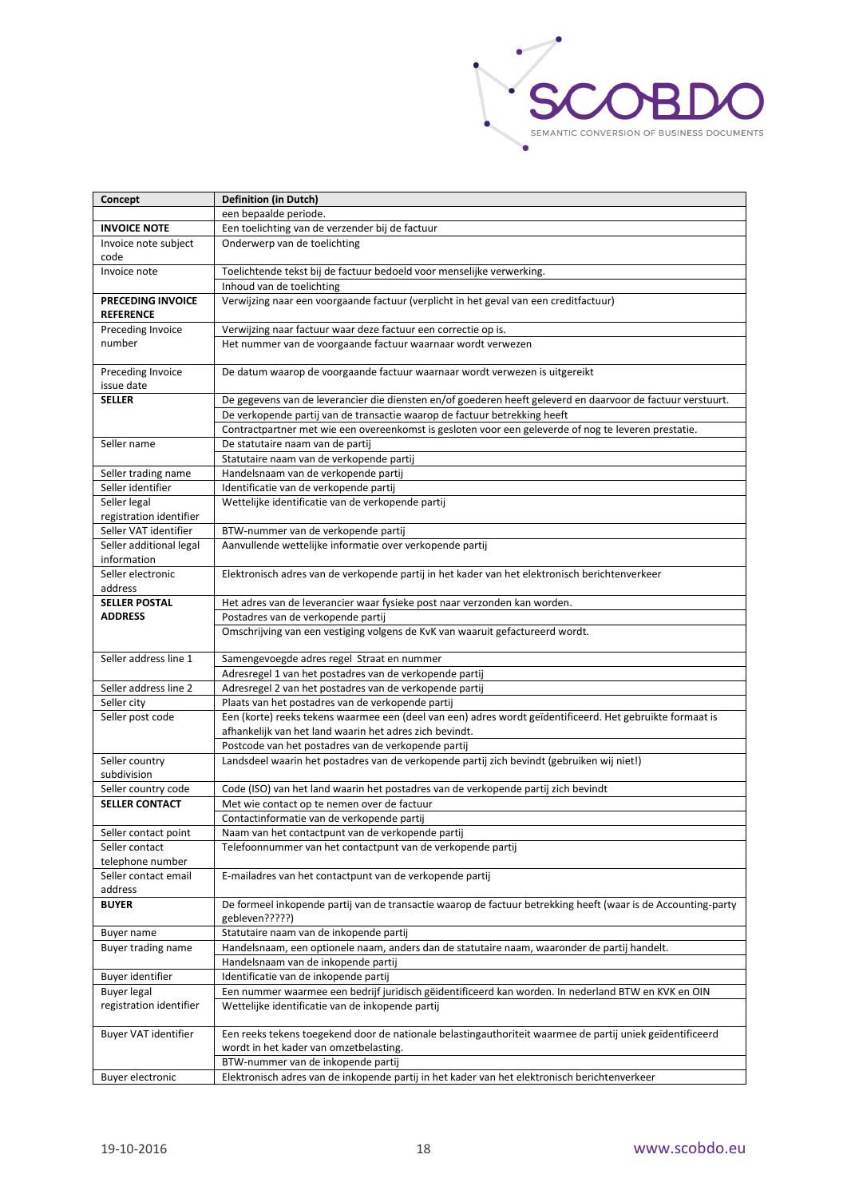| Concept | Definition (in Dutch) |
|---|---|
| | een bepaalde periode. |
| **INVOICE NOTE** | Een toelichting van de verzender bij de factuur |
| Invoice note subject code | Onderwerp van de toelichting |
| Invoice note | Toelichtende tekst bij de factuur bedoeld voor menselijke verwerking. |
| | Inhoud van de toelichting |
| **PRECEDING INVOICE REFERENCE** | Verwijzing naar een voorgaande factuur (verplicht in het geval van een creditfactuur) |
| Preceding Invoice number | Verwijzing naar factuur waar deze factuur een correctie op is. |
| | Het nummer van de voorgaande factuur waarnaar wordt verwezen |
| Preceding Invoice issue date | De datum waarop de voorgaande factuur waarnaar wordt verwezen is uitgereikt |
| **SELLER** | De gegevens van de leverancier die diensten en/of goederen heeft geleverd en daarvoor de factuur verstuurt. |
| | De verkopende partij van de transactie waarop de factuur betrekking heeft |
| | Contractpartner met wie een overeenkomst is gesloten voor een geleverde of nog te leveren prestatie. |
| Seller name | De statutaire naam van de partij |
| | Statutaire naam van de verkopende partij |
| Seller trading name | Handelsnaam van de verkopende partij |
| Seller identifier | Identificatie van de verkopende partij |
| Seller legal registration identifier | Wettelijke identificatie van de verkopende partij |
| Seller VAT identifier | BTW-nummer van de verkopende partij |
| Seller additional legal information | Aanvullende wettelijke informatie over verkopende partij |
| Seller electronic address | Elektronisch adres van de verkopende partij in het kader van het elektronisch berichtenverkeer |
| **SELLER POSTAL ADDRESS** | Het adres van de leverancier waar fysieke post naar verzonden kan worden. |
| | Postadres van de verkopende partij |
| | Omschrijving van een vestiging volgens de KvK van waaruit gefactureerd wordt. |
| Seller address line 1 | Samengevoegde adres regel Straat en nummer |
| | Adresregel 1 van het postadres van de verkopende partij |
| Seller address line 2 | Adresregel 2 van het postadres van de verkopende partij |
| Seller city | Plaats van het postadres van de verkopende partij |
| Seller post code | Een (korte) reeks tekens waarmee een (deel van een) adres wordt geïdentificeerd. Het gebruikte formaat is afhankelijk van het land waarin het adres zich bevindt. |
| | Postcode van het postadres van de verkopende partij |
| Seller country subdivision | Landsdeel waarin het postadres van de verkopende partij zich bevindt (gebruiken wij niet!) |
| Seller country code | Code (ISO) van het land waarin het postadres van de verkopende partij zich bevindt |
| **SELLER CONTACT** | Met wie contact op te nemen over de factuur |
| | Contactinformatie van de verkopende partij |
| Seller contact point | Naam van het contactpunt van de verkopende partij |
| Seller contact telephone number | Telefoonnummer van het contactpunt van de verkopende partij |
| Seller contact email address | E-mailadres van het contactpunt van de verkopende partij |
| **BUYER** | De formeel inkopende partij van de transactie waarop de factuur betrekking heeft (waar is de Accounting-party gebleven?????) |
| Buyer name | Statutaire naam van de inkopende partij |
| Buyer trading name | Handelsnaam, een optionele naam, anders dan de statutaire naam, waaronder de partij handelt. |
| | Handelsnaam van de inkopende partij |
| Buyer identifier | Identificatie van de inkopende partij |
| Buyer legal registration identifier | Een nummer waarmee een bedrijf juridisch gëidentificeerd kan worden. In nederland BTW en KVK en OIN |
| | Wettelijke identificatie van de inkopende partij |
| Buyer VAT identifier | Een reeks tekens toegekend door de nationale belastingauthoriteit waarmee de partij uniek geïdentificeerd wordt in het kader van omzetbelasting. |
| | BTW-nummer van de inkopende partij |
| Buyer electronic | Elektronisch adres van de inkopende partij in het kader van het elektronisch berichtenverkeer |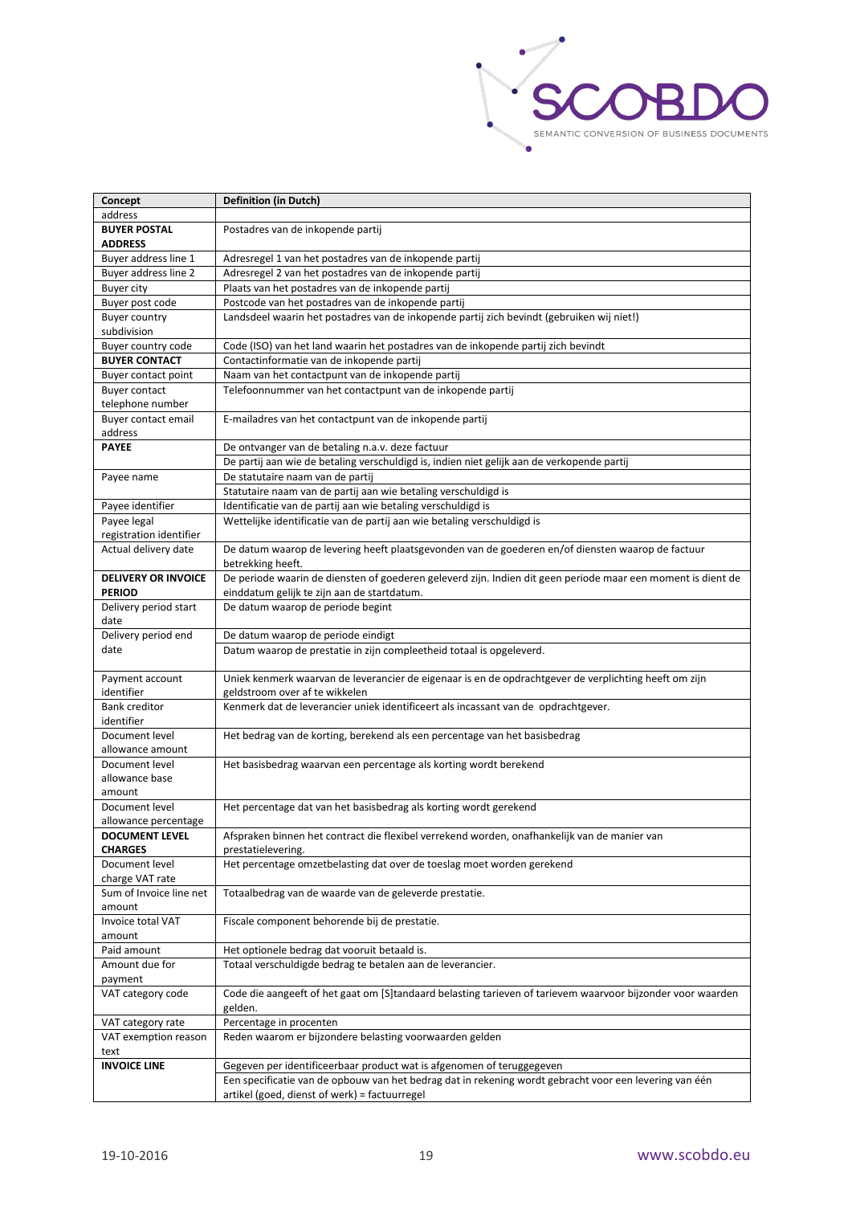| Concept | Definition (in Dutch) |
|---|---|
| address | |
| **BUYER POSTAL ADDRESS** | Postadres van de inkopende partij |
| Buyer address line 1 | Adresregel 1 van het postadres van de inkopende partij |
| Buyer address line 2 | Adresregel 2 van het postadres van de inkopende partij |
| Buyer city | Plaats van het postadres van de inkopende partij |
| Buyer post code | Postcode van het postadres van de inkopende partij |
| Buyer country subdivision | Landsdeel waarin het postadres van de inkopende partij zich bevindt (gebruiken wij niet!) |
| Buyer country code | Code (ISO) van het land waarin het postadres van de inkopende partij zich bevindt |
| **BUYER CONTACT** | Contactinformatie van de inkopende partij |
| Buyer contact point | Naam van het contactpunt van de inkopende partij |
| Buyer contact telephone number | Telefoonnummer van het contactpunt van de inkopende partij |
| Buyer contact email address | E-mailadres van het contactpunt van de inkopende partij |
| **PAYEE** | De ontvanger van de betaling n.a.v. deze factuur |
| | De partij aan wie de betaling verschuldigd is, indien niet gelijk aan de verkopende partij |
| Payee name | De statutaire naam van de partij |
| | Statutaire naam van de partij aan wie betaling verschuldigd is |
| Payee identifier | Identificatie van de partij aan wie betaling verschuldigd is |
| Payee legal registration identifier | Wettelijke identificatie van de partij aan wie betaling verschuldigd is |
| Actual delivery date | De datum waarop de levering heeft plaatsgevonden van de goederen en/of diensten waarop de factuur betrekking heeft. |
| **DELIVERY OR INVOICE PERIOD** | De periode waarin de diensten of goederen geleverd zijn. Indien dit geen periode maar een moment is dient de einddatum gelijk te zijn aan de startdatum. |
| Delivery period start date | De datum waarop de periode begint |
| Delivery period end date | De datum waarop de periode eindigt |
| | Datum waarop de prestatie in zijn compleetheid totaal is opgeleverd. |
| Payment account identifier | Uniek kenmerk waarvan de leverancier de eigenaar is en de opdrachtgever de verplichting heeft om zijn geldstroom over af te wikkelen |
| Bank creditor identifier | Kenmerk dat de leverancier uniek identificeert als incassant van de opdrachtgever. |
| Document level allowance amount | Het bedrag van de korting, berekend als een percentage van het basisbedrag |
| Document level allowance base amount | Het basisbedrag waarvan een percentage als korting wordt berekend |
| Document level allowance percentage | Het percentage dat van het basisbedrag als korting wordt gerekend |
| **DOCUMENT LEVEL CHARGES** | Afspraken binnen het contract die flexibel verrekend worden, onafhankelijk van de manier van prestatielevering. |
| Document level charge VAT rate | Het percentage omzetbelasting dat over de toeslag moet worden gerekend |
| Sum of Invoice line net amount | Totaalbedrag van de waarde van de geleverde prestatie. |
| Invoice total VAT amount | Fiscale component behorende bij de prestatie. |
| Paid amount | Het optionele bedrag dat vooruit betaald is. |
| Amount due for payment | Totaal verschuldigde bedrag te betalen aan de leverancier. |
| VAT category code | Code die aangeeft of het gaat om [S]tandaard belasting tarieven of tarievem waarvoor bijzonder voor waarden gelden. |
| VAT category rate | Percentage in procenten |
| VAT exemption reason text | Reden waarom er bijzondere belasting voorwaarden gelden |
| **INVOICE LINE** | Gegeven per identificeerbaar product wat is afgenomen of teruggegeven |
| | Een specificatie van de opbouw van het bedrag dat in rekening wordt gebracht voor een levering van één artikel (goed, dienst of werk) = factuurregel |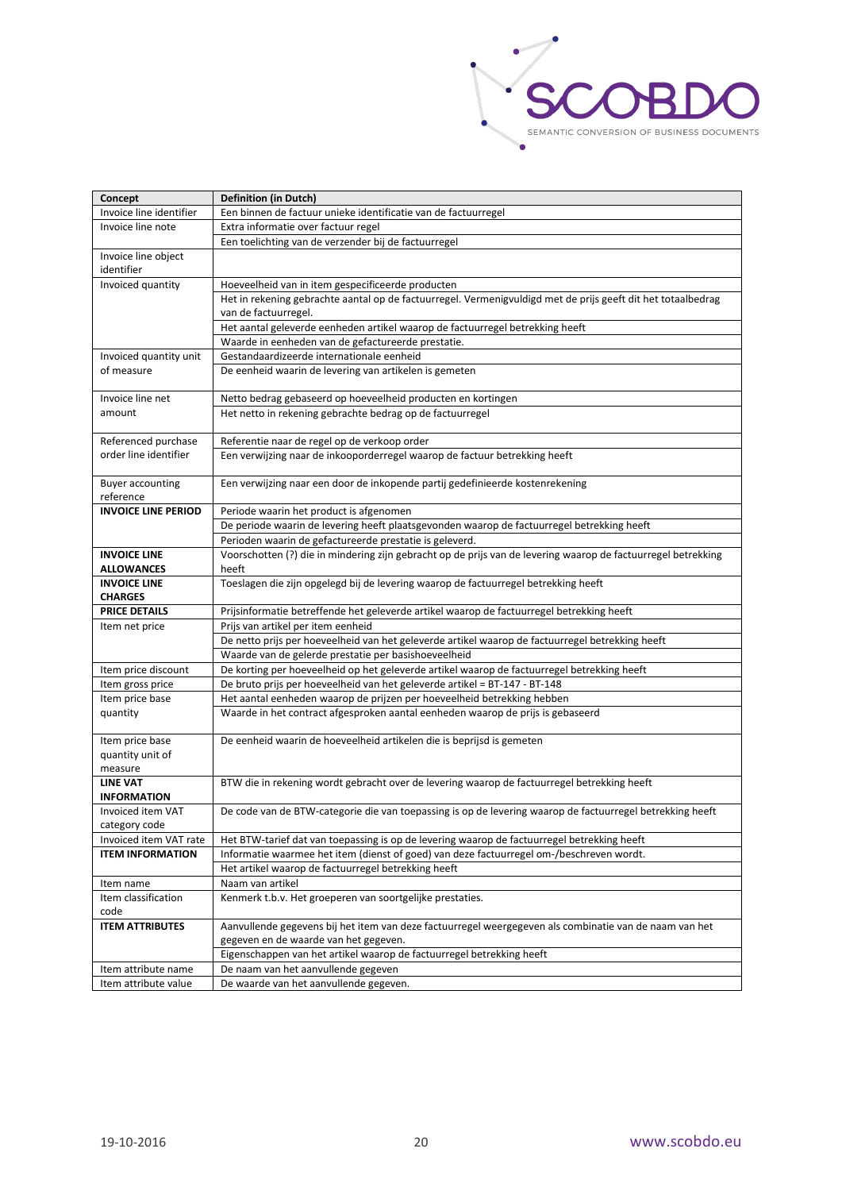| Concept | Definition (in Dutch) |
|---|---|
| Invoice line identifier | Een binnen de factuur unieke identificatie van de factuurregel |
| Invoice line note | Extra informatie over factuur regel |
| | Een toelichting van de verzender bij de factuurregel |
| Invoice line object identifier | |
| Invoiced quantity | Hoeveelheid van in item gespecificeerde producten |
| | Het in rekening gebrachte aantal op de factuurregel. Vermenigvuldigd met de prijs geeft dit het totaalbedrag van de factuurregel. |
| | Het aantal geleverde eenheden artikel waarop de factuurregel betrekking heeft |
| | Waarde in eenheden van de gefactureerde prestatie. |
| Invoiced quantity unit of measure | Gestandaardizeerde internationale eenheid |
| | De eenheid waarin de levering van artikelen is gemeten |
| Invoice line net amount | Netto bedrag gebaseerd op hoeveelheid producten en kortingen |
| | Het netto in rekening gebrachte bedrag op de factuurregel |
| Referenced purchase order line identifier | Referentie naar de regel op de verkoop order |
| | Een verwijzing naar de inkooporderregel waarop de factuur betrekking heeft |
| Buyer accounting reference | Een verwijzing naar een door de inkopende partij gedefinieerde kostenrekening |
| **INVOICE LINE PERIOD** | Periode waarin het product is afgenomen |
| | De periode waarin de levering heeft plaatsgevonden waarop de factuurregel betrekking heeft |
| | Perioden waarin de gefactureerde prestatie is geleverd. |
| **INVOICE LINE ALLOWANCES** | Voorschotten (?) die in mindering zijn gebracht op de prijs van de levering waarop de factuurregel betrekking heeft |
| **INVOICE LINE CHARGES** | Toeslagen die zijn opgelegd bij de levering waarop de factuurregel betrekking heeft |
| **PRICE DETAILS** | Prijsinformatie betreffende het geleverde artikel waarop de factuurregel betrekking heeft |
| Item net price | Prijs van artikel per item eenheid |
| | De netto prijs per hoeveelheid van het geleverde artikel waarop de factuurregel betrekking heeft |
| | Waarde van de gelerde prestatie per basishoeveelheid |
| Item price discount | De korting per hoeveelheid op het geleverde artikel waarop de factuurregel betrekking heeft |
| Item gross price | De bruto prijs per hoeveelheid van het geleverde artikel = BT-147 - BT-148 |
| Item price base quantity | Het aantal eenheden waarop de prijzen per hoeveelheid betrekking hebben |
| | Waarde in het contract afgesproken aantal eenheden waarop de prijs is gebaseerd |
| Item price base quantity unit of measure | De eenheid waarin de hoeveelheid artikelen die is beprijsd is gemeten |
| **LINE VAT INFORMATION** | BTW die in rekening wordt gebracht over de levering waarop de factuurregel betrekking heeft |
| Invoiced item VAT category code | De code van de BTW-categorie die van toepassing is op de levering waarop de factuurregel betrekking heeft |
| Invoiced item VAT rate | Het BTW-tarief dat van toepassing is op de levering waarop de factuurregel betrekking heeft |
| **ITEM INFORMATION** | Informatie waarmee het item (dienst of goed) van deze factuurregel om-/beschreven wordt. |
| | Het artikel waarop de factuurregel betrekking heeft |
| Item name | Naam van artikel |
| Item classification code | Kenmerk t.b.v. Het groeperen van soortgelijke prestaties. |
| **ITEM ATTRIBUTES** | Aanvullende gegevens bij het item van deze factuurregel weergegeven als combinatie van de naam van het gegeven en de waarde van het gegeven. |
| | Eigenschappen van het artikel waarop de factuurregel betrekking heeft |
| Item attribute name | De naam van het aanvullende gegeven |
| Item attribute value | De waarde van het aanvullende gegeven. |